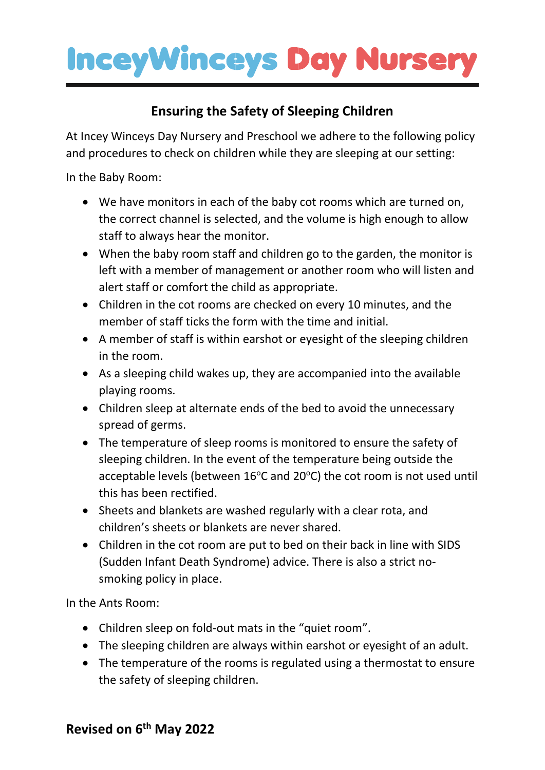# InceyWinceys Day Nursery

## Ensuring the Safety of Sleeping Children

At Incey Winceys Day Nursery and Preschool we adhere to the following policy and procedures to check on children while they are sleeping at our setting:

In the Baby Room:

- We have monitors in each of the baby cot rooms which are turned on, the correct channel is selected, and the volume is high enough to allow staff to always hear the monitor.
- When the baby room staff and children go to the garden, the monitor is left with a member of management or another room who will listen and alert staff or comfort the child as appropriate.
- Children in the cot rooms are checked on every 10 minutes, and the member of staff ticks the form with the time and initial.
- A member of staff is within earshot or eyesight of the sleeping children in the room.
- As a sleeping child wakes up, they are accompanied into the available playing rooms.
- Children sleep at alternate ends of the bed to avoid the unnecessary spread of germs.
- The temperature of sleep rooms is monitored to ensure the safety of sleeping children. In the event of the temperature being outside the acceptable levels (between 16ºC and 20ºC) the cot room is not used until this has been rectified.
- Sheets and blankets are washed regularly with a clear rota, and children's sheets or blankets are never shared.
- Children in the cot room are put to bed on their back in line with SIDS (Sudden Infant Death Syndrome) advice. There is also a strict no-smoking policy in place.

In the Ants Room:

- Children sleep on fold-out mats in the "quiet room".
- The sleeping children are always within earshot or eyesight of an adult.
- The temperature of the rooms is regulated using a thermostat to ensure the safety of sleeping children.

**Revised on 6th May 2022**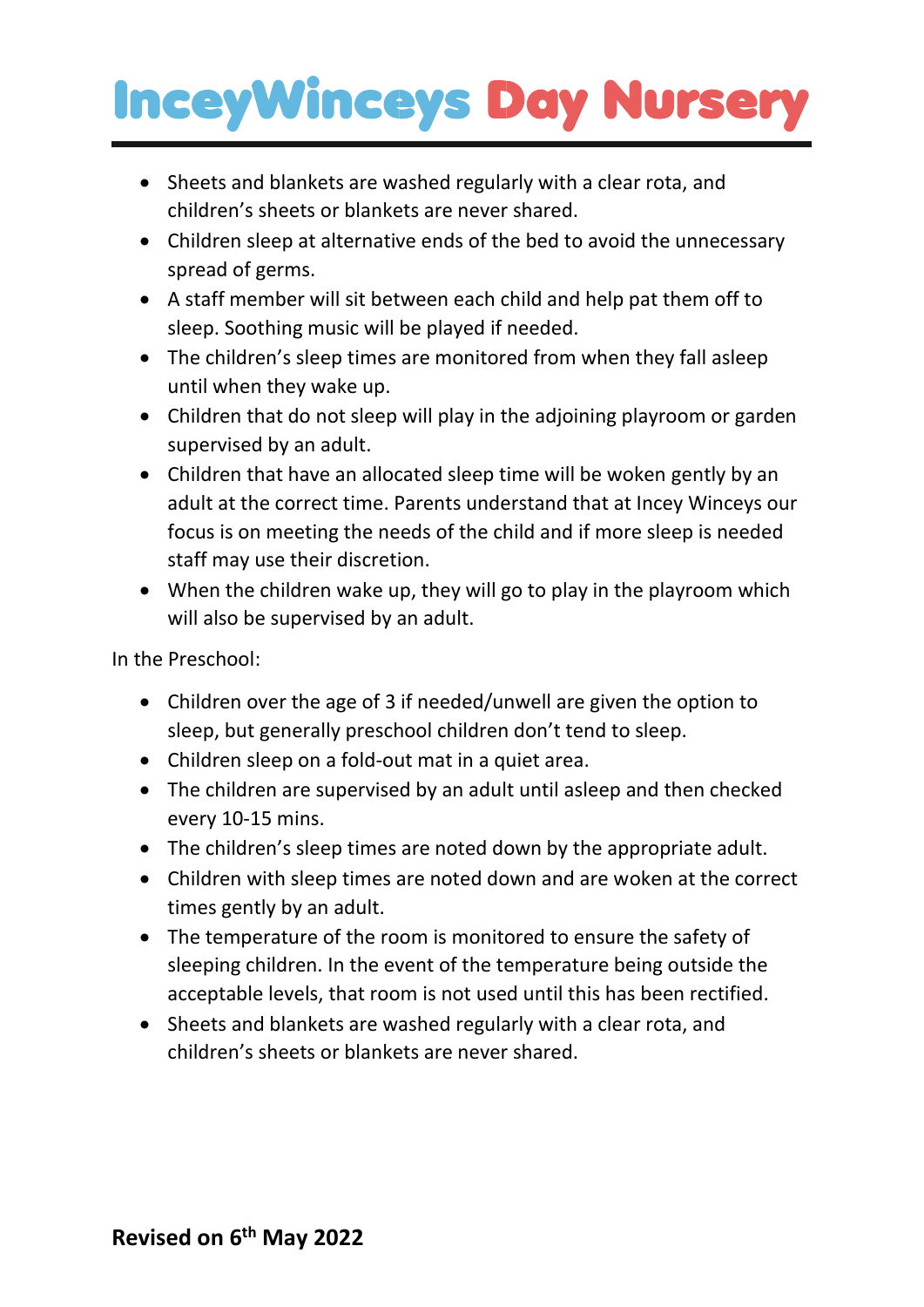- Sheets and blankets are washed regularly with a clear rota, and children's sheets or blankets are never shared.
- Children sleep at alternative ends of the bed to avoid the unnecessary spread of germs.
- A staff member will sit between each child and help pat them off to sleep. Soothing music will be played if needed.
- The children's sleep times are monitored from when they fall asleep until when they wake up.
- Children that do not sleep will play in the adjoining playroom or garden supervised by an adult.
- Children that have an allocated sleep time will be woken gently by an adult at the correct time. Parents understand that at Incey Winceys our focus is on meeting the needs of the child and if more sleep is needed staff may use their discretion.
- When the children wake up, they will go to play in the playroom which will also be supervised by an adult.

In the Preschool:

- Children over the age of 3 if needed/unwell are given the option to sleep, but generally preschool children don't tend to sleep.
- Children sleep on a fold-out mat in a quiet area.
- The children are supervised by an adult until asleep and then checked every 10-15 mins.
- The children's sleep times are noted down by the appropriate adult.
- Children with sleep times are noted down and are woken at the correct times gently by an adult.
- The temperature of the room is monitored to ensure the safety of sleeping children. In the event of the temperature being outside the acceptable levels, that room is not used until this has been rectified.
- Sheets and blankets are washed regularly with a clear rota, and children's sheets or blankets are never shared.

**Revised on 6th May 2022**